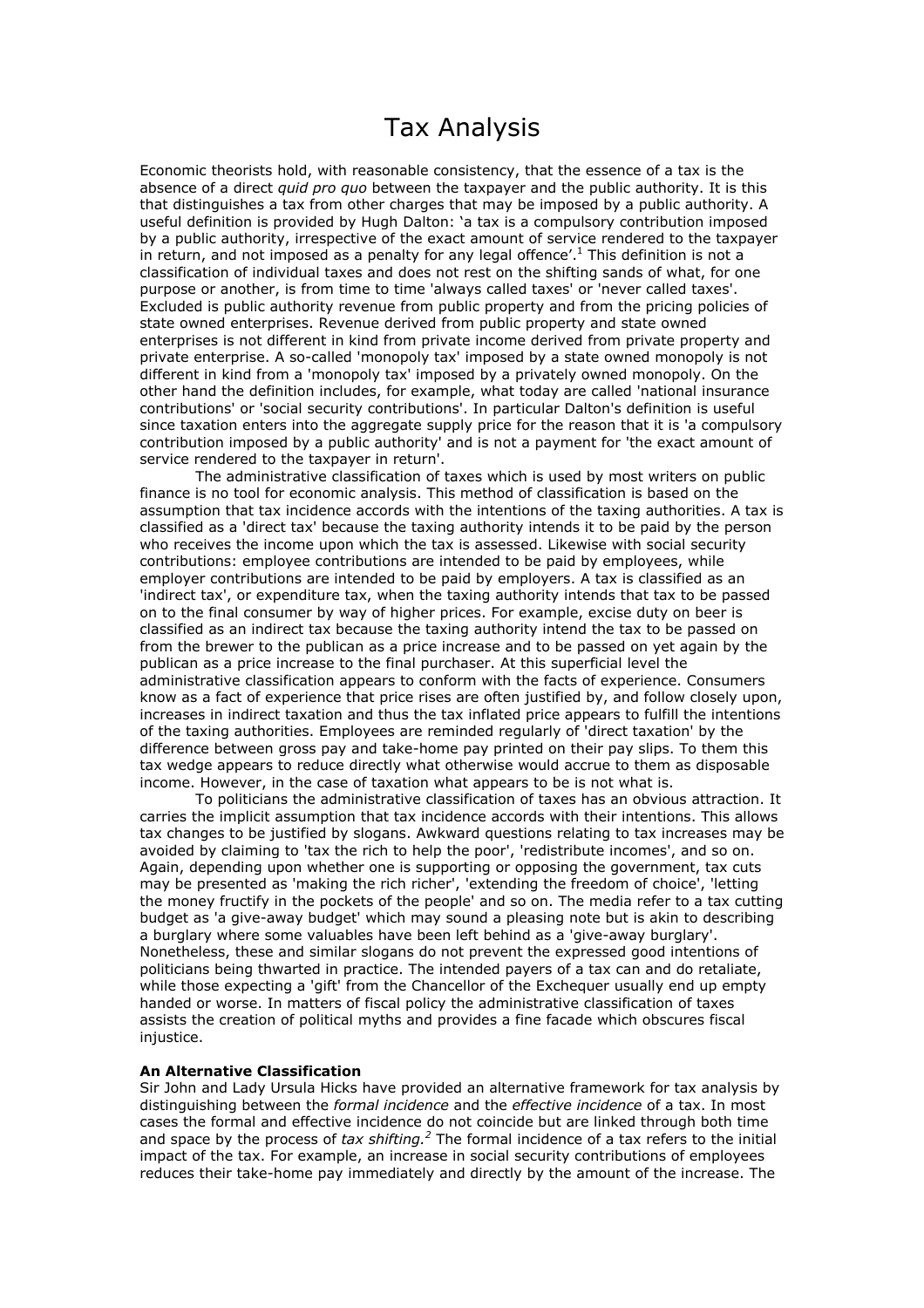# Tax Analysis

Economic theorists hold, with reasonable consistency, that the essence of a tax is the absence of a direct *quid pro quo* between the taxpayer and the public authority. It is this that distinguishes a tax from other charges that may be imposed by a public authority. A useful definition is provided by Hugh Dalton: 'a tax is a compulsory contribution imposed by a public authority, irrespective of the exact amount of service rendered to the taxpayer in return, and not imposed as a penalty for any legal offence'.[1] This definition is not a classification of individual taxes and does not rest on the shifting sands of what, for one purpose or another, is from time to time 'always called taxes' or 'never called taxes'. Excluded is public authority revenue from public property and from the pricing policies of state owned enterprises. Revenue derived from public property and state owned enterprises is not different in kind from private income derived from private property and private enterprise. A so-called 'monopoly tax' imposed by a state owned monopoly is not different in kind from a 'monopoly tax' imposed by a privately owned monopoly. On the other hand the definition includes, for example, what today are called 'national insurance contributions' or 'social security contributions'. In particular Dalton's definition is useful since taxation enters into the aggregate supply price for the reason that it is 'a compulsory contribution imposed by a public authority' and is not a payment for 'the exact amount of service rendered to the taxpayer in return'.

The administrative classification of taxes which is used by most writers on public finance is no tool for economic analysis. This method of classification is based on the assumption that tax incidence accords with the intentions of the taxing authorities. A tax is classified as a 'direct tax' because the taxing authority intends it to be paid by the person who receives the income upon which the tax is assessed. Likewise with social security contributions: employee contributions are intended to be paid by employees, while employer contributions are intended to be paid by employers. A tax is classified as an 'indirect tax', or expenditure tax, when the taxing authority intends that tax to be passed on to the final consumer by way of higher prices. For example, excise duty on beer is classified as an indirect tax because the taxing authority intend the tax to be passed on from the brewer to the publican as a price increase and to be passed on yet again by the publican as a price increase to the final purchaser. At this superficial level the administrative classification appears to conform with the facts of experience. Consumers know as a fact of experience that price rises are often justified by, and follow closely upon, increases in indirect taxation and thus the tax inflated price appears to fulfill the intentions of the taxing authorities. Employees are reminded regularly of 'direct taxation' by the difference between gross pay and take-home pay printed on their pay slips. To them this tax wedge appears to reduce directly what otherwise would accrue to them as disposable income. However, in the case of taxation what appears to be is not what is.

To politicians the administrative classification of taxes has an obvious attraction. It carries the implicit assumption that tax incidence accords with their intentions. This allows tax changes to be justified by slogans. Awkward questions relating to tax increases may be avoided by claiming to 'tax the rich to help the poor', 'redistribute incomes', and so on. Again, depending upon whether one is supporting or opposing the government, tax cuts may be presented as 'making the rich richer', 'extending the freedom of choice', 'letting the money fructify in the pockets of the people' and so on. The media refer to a tax cutting budget as 'a give-away budget' which may sound a pleasing note but is akin to describing a burglary where some valuables have been left behind as a 'give-away burglary'. Nonetheless, these and similar slogans do not prevent the expressed good intentions of politicians being thwarted in practice. The intended payers of a tax can and do retaliate, while those expecting a 'gift' from the Chancellor of the Exchequer usually end up empty handed or worse. In matters of fiscal policy the administrative classification of taxes assists the creation of political myths and provides a fine facade which obscures fiscal injustice.

**An Alternative Classification**

Sir John and Lady Ursula Hicks have provided an alternative framework for tax analysis by distinguishing between the *formal incidence* and the *effective incidence* of a tax. In most cases the formal and effective incidence do not coincide but are linked through both time and space by the process of *tax shifting.*[2] The formal incidence of a tax refers to the initial impact of the tax. For example, an increase in social security contributions of employees reduces their take-home pay immediately and directly by the amount of the increase. The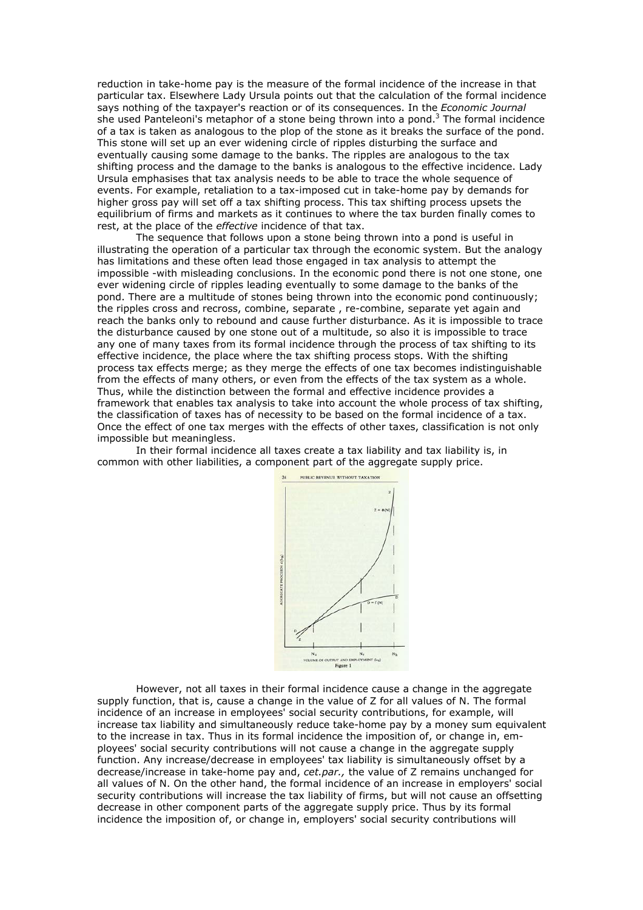reduction in take-home pay is the measure of the formal incidence of the increase in that particular tax. Elsewhere Lady Ursula points out that the calculation of the formal incidence says nothing of the taxpayer's reaction or of its consequences. In the *Economic Journal* she used Panteleoni's metaphor of a stone being thrown into a pond.[3] The formal incidence of a tax is taken as analogous to the plop of the stone as it breaks the surface of the pond. This stone will set up an ever widening circle of ripples disturbing the surface and eventually causing some damage to the banks. The ripples are analogous to the tax shifting process and the damage to the banks is analogous to the effective incidence. Lady Ursula emphasises that tax analysis needs to be able to trace the whole sequence of events. For example, retaliation to a tax-imposed cut in take-home pay by demands for higher gross pay will set off a tax shifting process. This tax shifting process upsets the equilibrium of firms and markets as it continues to where the tax burden finally comes to rest, at the place of the *effective* incidence of that tax.

The sequence that follows upon a stone being thrown into a pond is useful in illustrating the operation of a particular tax through the economic system. But the analogy has limitations and these often lead those engaged in tax analysis to attempt the impossible -with misleading conclusions. In the economic pond there is not one stone, one ever widening circle of ripples leading eventually to some damage to the banks of the pond. There are a multitude of stones being thrown into the economic pond continuously; the ripples cross and recross, combine, separate , re-combine, separate yet again and reach the banks only to rebound and cause further disturbance. As it is impossible to trace the disturbance caused by one stone out of a multitude, so also it is impossible to trace any one of many taxes from its formal incidence through the process of tax shifting to its effective incidence, the place where the tax shifting process stops. With the shifting process tax effects merge; as they merge the effects of one tax becomes indistinguishable from the effects of many others, or even from the effects of the tax system as a whole. Thus, while the distinction between the formal and effective incidence provides a framework that enables tax analysis to take into account the whole process of tax shifting, the classification of taxes has of necessity to be based on the formal incidence of a tax. Once the effect of one tax merges with the effects of other taxes, classification is not only impossible but meaningless.

In their formal incidence all taxes create a tax liability and tax liability is, in common with other liabilities, a component part of the aggregate supply price.

Figure 1

However, not all taxes in their formal incidence cause a change in the aggregate supply function, that is, cause a change in the value of Z for all values of N. The formal incidence of an increase in employees' social security contributions, for example, will increase tax liability and simultaneously reduce take-home pay by a money sum equivalent to the increase in tax. Thus in its formal incidence the imposition of, or change in, employees' social security contributions will not cause a change in the aggregate supply function. Any increase/decrease in employees' tax liability is simultaneously offset by a decrease/increase in take-home pay and, *cet.par.,* the value of Z remains unchanged for all values of N. On the other hand, the formal incidence of an increase in employers' social security contributions will increase the tax liability of firms, but will not cause an offsetting decrease in other component parts of the aggregate supply price. Thus by its formal incidence the imposition of, or change in, employers' social security contributions will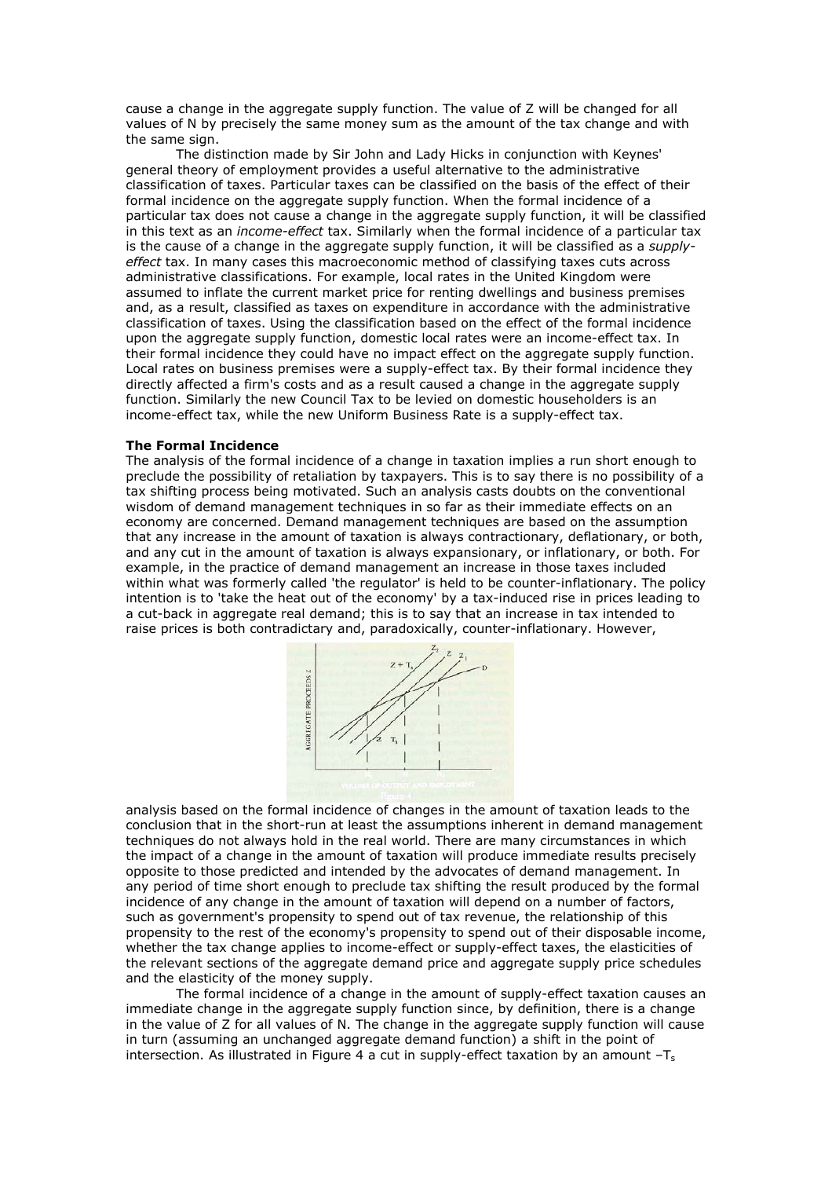cause a change in the aggregate supply function. The value of Z will be changed for all values of N by precisely the same money sum as the amount of the tax change and with the same sign.

The distinction made by Sir John and Lady Hicks in conjunction with Keynes' general theory of employment provides a useful alternative to the administrative classification of taxes. Particular taxes can be classified on the basis of the effect of their formal incidence on the aggregate supply function. When the formal incidence of a particular tax does not cause a change in the aggregate supply function, it will be classified in this text as an *income-effect* tax. Similarly when the formal incidence of a particular tax is the cause of a change in the aggregate supply function, it will be classified as a *supply-effect* tax. In many cases this macroeconomic method of classifying taxes cuts across administrative classifications. For example, local rates in the United Kingdom were assumed to inflate the current market price for renting dwellings and business premises and, as a result, classified as taxes on expenditure in accordance with the administrative classification of taxes. Using the classification based on the effect of the formal incidence upon the aggregate supply function, domestic local rates were an income-effect tax. In their formal incidence they could have no impact effect on the aggregate supply function. Local rates on business premises were a supply-effect tax. By their formal incidence they directly affected a firm's costs and as a result caused a change in the aggregate supply function. Similarly the new Council Tax to be levied on domestic householders is an income-effect tax, while the new Uniform Business Rate is a supply-effect tax.

**The Formal Incidence**

The analysis of the formal incidence of a change in taxation implies a run short enough to preclude the possibility of retaliation by taxpayers. This is to say there is no possibility of a tax shifting process being motivated. Such an analysis casts doubts on the conventional wisdom of demand management techniques in so far as their immediate effects on an economy are concerned. Demand management techniques are based on the assumption that any increase in the amount of taxation is always contractionary, deflationary, or both, and any cut in the amount of taxation is always expansionary, or inflationary, or both. For example, in the practice of demand management an increase in those taxes included within what was formerly called 'the regulator' is held to be counter-inflationary. The policy intention is to 'take the heat out of the economy' by a tax-induced rise in prices leading to a cut-back in aggregate real demand; this is to say that an increase in tax intended to raise prices is both contradictary and, paradoxically, counter-inflationary. However,

Figure 4

analysis based on the formal incidence of changes in the amount of taxation leads to the conclusion that in the short-run at least the assumptions inherent in demand management techniques do not always hold in the real world. There are many circumstances in which the impact of a change in the amount of taxation will produce immediate results precisely opposite to those predicted and intended by the advocates of demand management. In any period of time short enough to preclude tax shifting the result produced by the formal incidence of any change in the amount of taxation will depend on a number of factors, such as government's propensity to spend out of tax revenue, the relationship of this propensity to the rest of the economy's propensity to spend out of their disposable income, whether the tax change applies to income-effect or supply-effect taxes, the elasticities of the relevant sections of the aggregate demand price and aggregate supply price schedules and the elasticity of the money supply.

The formal incidence of a change in the amount of supply-effect taxation causes an immediate change in the aggregate supply function since, by definition, there is a change in the value of Z for all values of N. The change in the aggregate supply function will cause in turn (assuming an unchanged aggregate demand function) a shift in the point of intersection. As illustrated in Figure 4 a cut in supply-effect taxation by an amount $-T_s$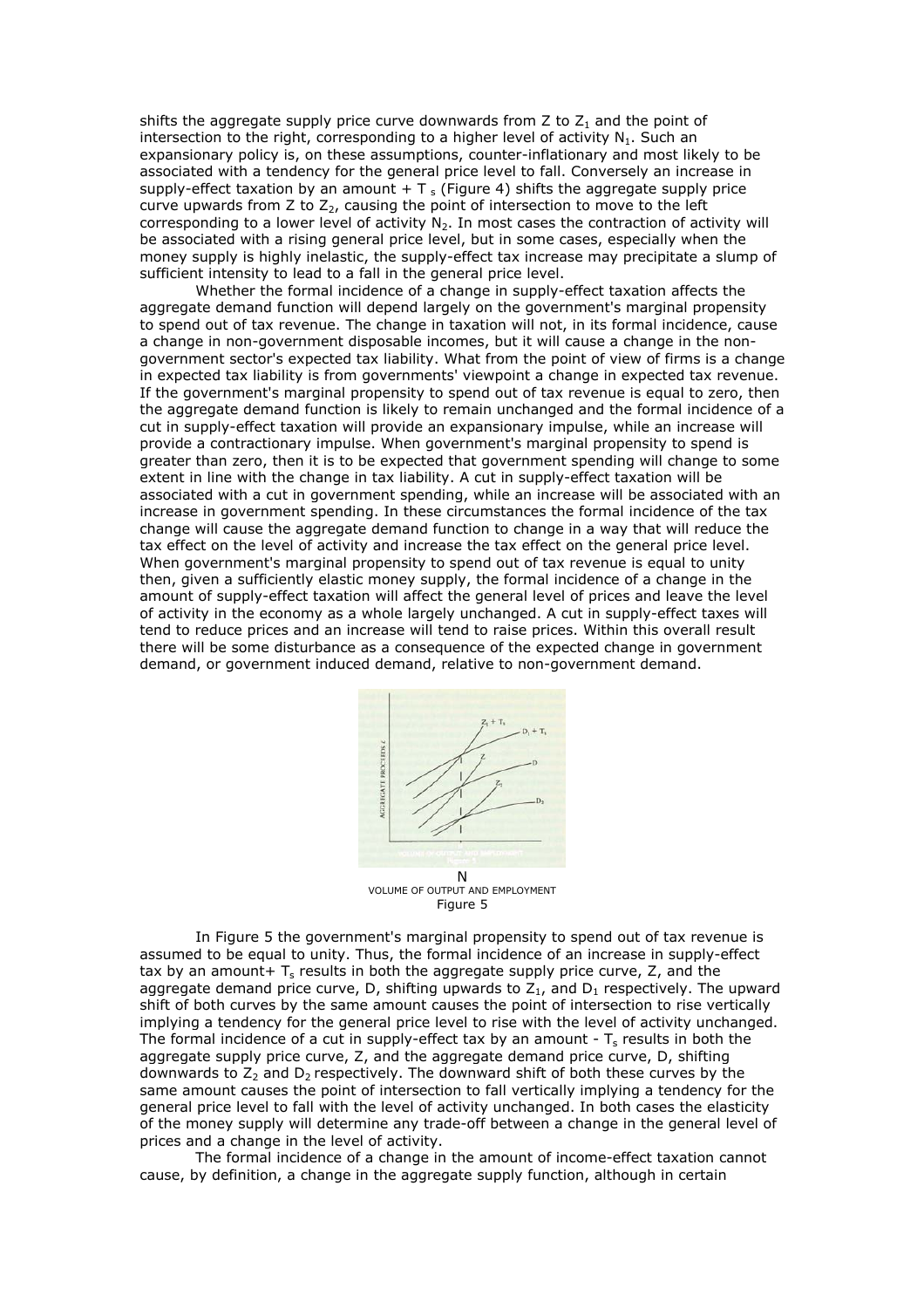shifts the aggregate supply price curve downwards from Z to $Z_1$ and the point of intersection to the right, corresponding to a higher level of activity $N_1$. Such an expansionary policy is, on these assumptions, counter-inflationary and most likely to be associated with a tendency for the general price level to fall. Conversely an increase in supply-effect taxation by an amount $+ T_s$ (Figure 4) shifts the aggregate supply price curve upwards from Z to $Z_2$, causing the point of intersection to move to the left corresponding to a lower level of activity $N_2$. In most cases the contraction of activity will be associated with a rising general price level, but in some cases, especially when the money supply is highly inelastic, the supply-effect tax increase may precipitate a slump of sufficient intensity to lead to a fall in the general price level.

Whether the formal incidence of a change in supply-effect taxation affects the aggregate demand function will depend largely on the government's marginal propensity to spend out of tax revenue. The change in taxation will not, in its formal incidence, cause a change in non-government disposable incomes, but it will cause a change in the non-government sector's expected tax liability. What from the point of view of firms is a change in expected tax liability is from governments' viewpoint a change in expected tax revenue. If the government's marginal propensity to spend out of tax revenue is equal to zero, then the aggregate demand function is likely to remain unchanged and the formal incidence of a cut in supply-effect taxation will provide an expansionary impulse, while an increase will provide a contractionary impulse. When government's marginal propensity to spend is greater than zero, then it is to be expected that government spending will change to some extent in line with the change in tax liability. A cut in supply-effect taxation will be associated with a cut in government spending, while an increase will be associated with an increase in government spending. In these circumstances the formal incidence of the tax change will cause the aggregate demand function to change in a way that will reduce the tax effect on the level of activity and increase the tax effect on the general price level. When government's marginal propensity to spend out of tax revenue is equal to unity then, given a sufficiently elastic money supply, the formal incidence of a change in the amount of supply-effect taxation will affect the general level of prices and leave the level of activity in the economy as a whole largely unchanged. A cut in supply-effect taxes will tend to reduce prices and an increase will tend to raise prices. Within this overall result there will be some disturbance as a consequence of the expected change in government demand, or government induced demand, relative to non-government demand.

N
VOLUME OF OUTPUT AND EMPLOYMENT
Figure 5

In Figure 5 the government's marginal propensity to spend out of tax revenue is assumed to be equal to unity. Thus, the formal incidence of an increase in supply-effect tax by an amount $+ T_s$ results in both the aggregate supply price curve, Z, and the aggregate demand price curve, D, shifting upwards to $Z_1$, and $D_1$ respectively. The upward shift of both curves by the same amount causes the point of intersection to rise vertically implying a tendency for the general price level to rise with the level of activity unchanged. The formal incidence of a cut in supply-effect tax by an amount $- T_s$ results in both the aggregate supply price curve, Z, and the aggregate demand price curve, D, shifting downwards to $Z_2$ and $D_2$ respectively. The downward shift of both these curves by the same amount causes the point of intersection to fall vertically implying a tendency for the general price level to fall with the level of activity unchanged. In both cases the elasticity of the money supply will determine any trade-off between a change in the general level of prices and a change in the level of activity.

The formal incidence of a change in the amount of income-effect taxation cannot cause, by definition, a change in the aggregate supply function, although in certain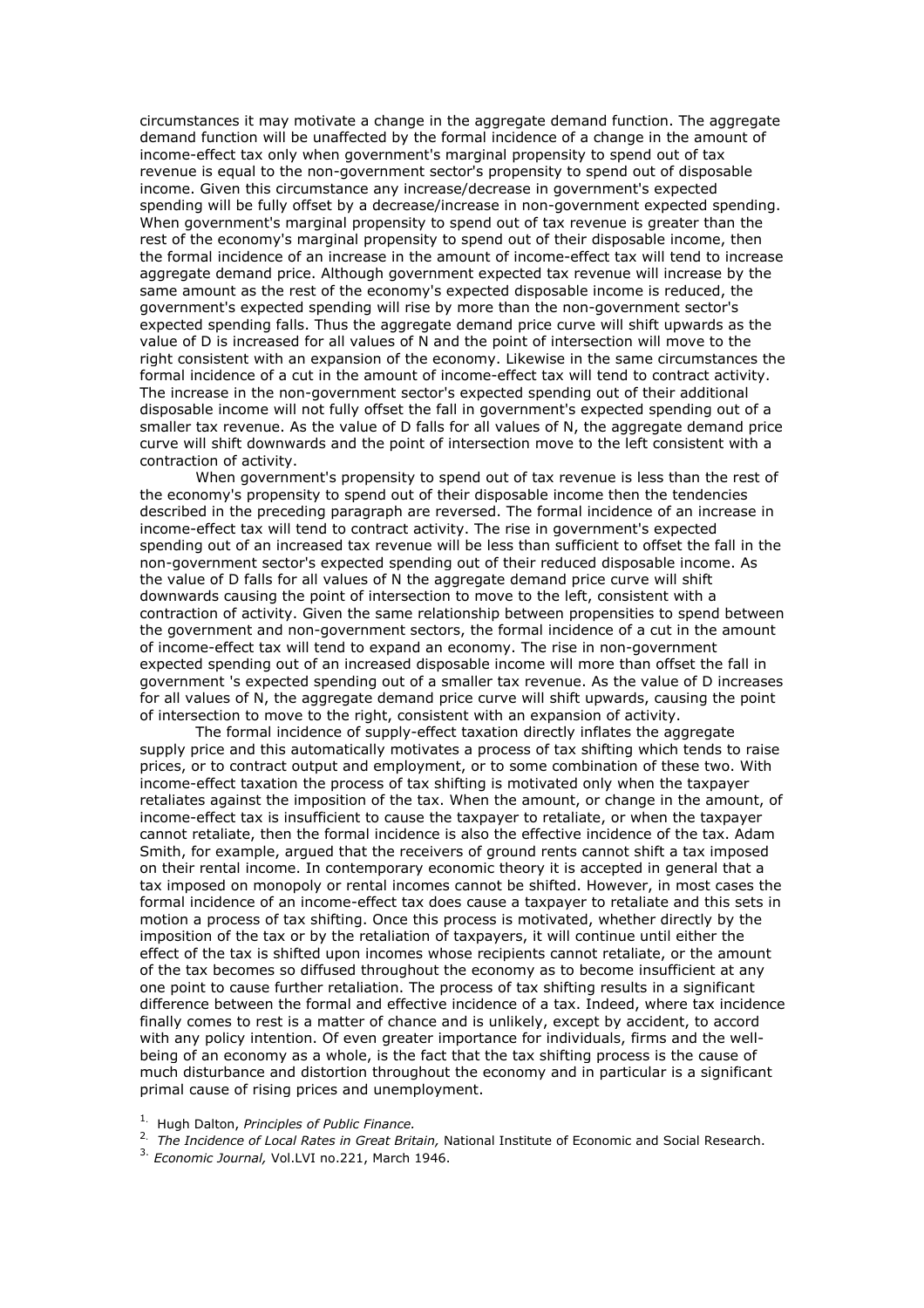circumstances it may motivate a change in the aggregate demand function. The aggregate demand function will be unaffected by the formal incidence of a change in the amount of income-effect tax only when government's marginal propensity to spend out of tax revenue is equal to the non-government sector's propensity to spend out of disposable income. Given this circumstance any increase/decrease in government's expected spending will be fully offset by a decrease/increase in non-government expected spending. When government's marginal propensity to spend out of tax revenue is greater than the rest of the economy's marginal propensity to spend out of their disposable income, then the formal incidence of an increase in the amount of income-effect tax will tend to increase aggregate demand price. Although government expected tax revenue will increase by the same amount as the rest of the economy's expected disposable income is reduced, the government's expected spending will rise by more than the non-government sector's expected spending falls. Thus the aggregate demand price curve will shift upwards as the value of D is increased for all values of N and the point of intersection will move to the right consistent with an expansion of the economy. Likewise in the same circumstances the formal incidence of a cut in the amount of income-effect tax will tend to contract activity. The increase in the non-government sector's expected spending out of their additional disposable income will not fully offset the fall in government's expected spending out of a smaller tax revenue. As the value of D falls for all values of N, the aggregate demand price curve will shift downwards and the point of intersection move to the left consistent with a contraction of activity.

When government's propensity to spend out of tax revenue is less than the rest of the economy's propensity to spend out of their disposable income then the tendencies described in the preceding paragraph are reversed. The formal incidence of an increase in income-effect tax will tend to contract activity. The rise in government's expected spending out of an increased tax revenue will be less than sufficient to offset the fall in the non-government sector's expected spending out of their reduced disposable income. As the value of D falls for all values of N the aggregate demand price curve will shift downwards causing the point of intersection to move to the left, consistent with a contraction of activity. Given the same relationship between propensities to spend between the government and non-government sectors, the formal incidence of a cut in the amount of income-effect tax will tend to expand an economy. The rise in non-government expected spending out of an increased disposable income will more than offset the fall in government 's expected spending out of a smaller tax revenue. As the value of D increases for all values of N, the aggregate demand price curve will shift upwards, causing the point of intersection to move to the right, consistent with an expansion of activity.

The formal incidence of supply-effect taxation directly inflates the aggregate supply price and this automatically motivates a process of tax shifting which tends to raise prices, or to contract output and employment, or to some combination of these two. With income-effect taxation the process of tax shifting is motivated only when the taxpayer retaliates against the imposition of the tax. When the amount, or change in the amount, of income-effect tax is insufficient to cause the taxpayer to retaliate, or when the taxpayer cannot retaliate, then the formal incidence is also the effective incidence of the tax. Adam Smith, for example, argued that the receivers of ground rents cannot shift a tax imposed on their rental income. In contemporary economic theory it is accepted in general that a tax imposed on monopoly or rental incomes cannot be shifted. However, in most cases the formal incidence of an income-effect tax does cause a taxpayer to retaliate and this sets in motion a process of tax shifting. Once this process is motivated, whether directly by the imposition of the tax or by the retaliation of taxpayers, it will continue until either the effect of the tax is shifted upon incomes whose recipients cannot retaliate, or the amount of the tax becomes so diffused throughout the economy as to become insufficient at any one point to cause further retaliation. The process of tax shifting results in a significant difference between the formal and effective incidence of a tax. Indeed, where tax incidence finally comes to rest is a matter of chance and is unlikely, except by accident, to accord with any policy intention. Of even greater importance for individuals, firms and the well-being of an economy as a whole, is the fact that the tax shifting process is the cause of much disturbance and distortion throughout the economy and in particular is a significant primal cause of rising prices and unemployment.

1. Hugh Dalton, *Principles of Public Finance.*

2. *The Incidence of Local Rates in Great Britain,* National Institute of Economic and Social Research.

3. *Economic Journal,* Vol.LVI no.221, March 1946.